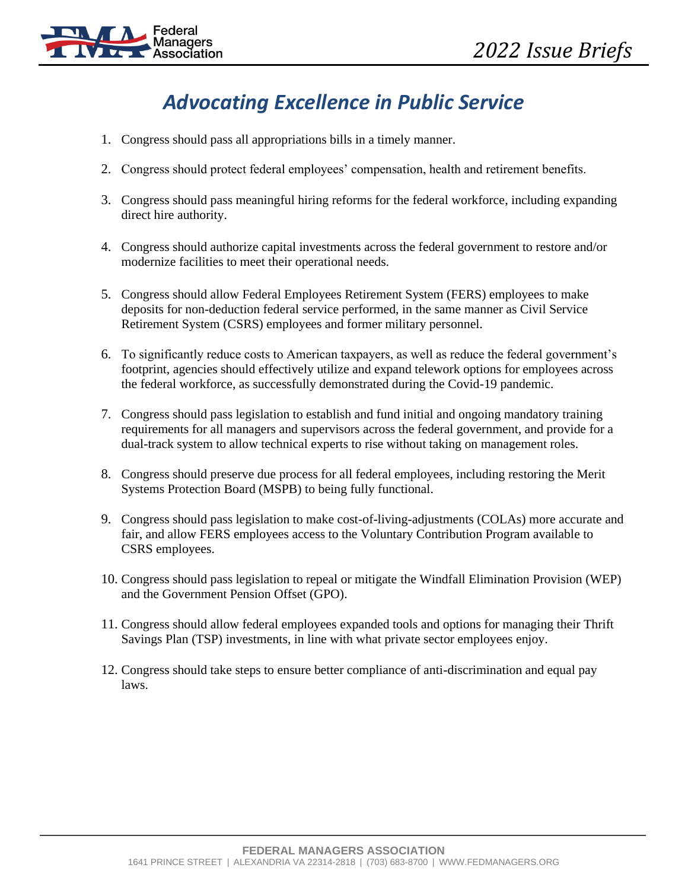# Advocating Excellence in Public Service

1. Congress should pass all appropriations bills in a timely manner.

2. Congress should protect federal employees' compensation, health and retirement benefits.

3. Congress should pass meaningful hiring reforms for the federal workforce, including expanding direct hire authority.

4. Congress should authorize capital investments across the federal government to restore and/or modernize facilities to meet their operational needs.

5. Congress should allow Federal Employees Retirement System (FERS) employees to make deposits for non-deduction federal service performed, in the same manner as Civil Service Retirement System (CSRS) employees and former military personnel.

6. To significantly reduce costs to American taxpayers, as well as reduce the federal government's footprint, agencies should effectively utilize and expand telework options for employees across the federal workforce, as successfully demonstrated during the Covid-19 pandemic.

7. Congress should pass legislation to establish and fund initial and ongoing mandatory training requirements for all managers and supervisors across the federal government, and provide for a dual-track system to allow technical experts to rise without taking on management roles.

8. Congress should preserve due process for all federal employees, including restoring the Merit Systems Protection Board (MSPB) to being fully functional.

9. Congress should pass legislation to make cost-of-living-adjustments (COLAs) more accurate and fair, and allow FERS employees access to the Voluntary Contribution Program available to CSRS employees.

10. Congress should pass legislation to repeal or mitigate the Windfall Elimination Provision (WEP) and the Government Pension Offset (GPO).

11. Congress should allow federal employees expanded tools and options for managing their Thrift Savings Plan (TSP) investments, in line with what private sector employees enjoy.

12. Congress should take steps to ensure better compliance of anti-discrimination and equal pay laws.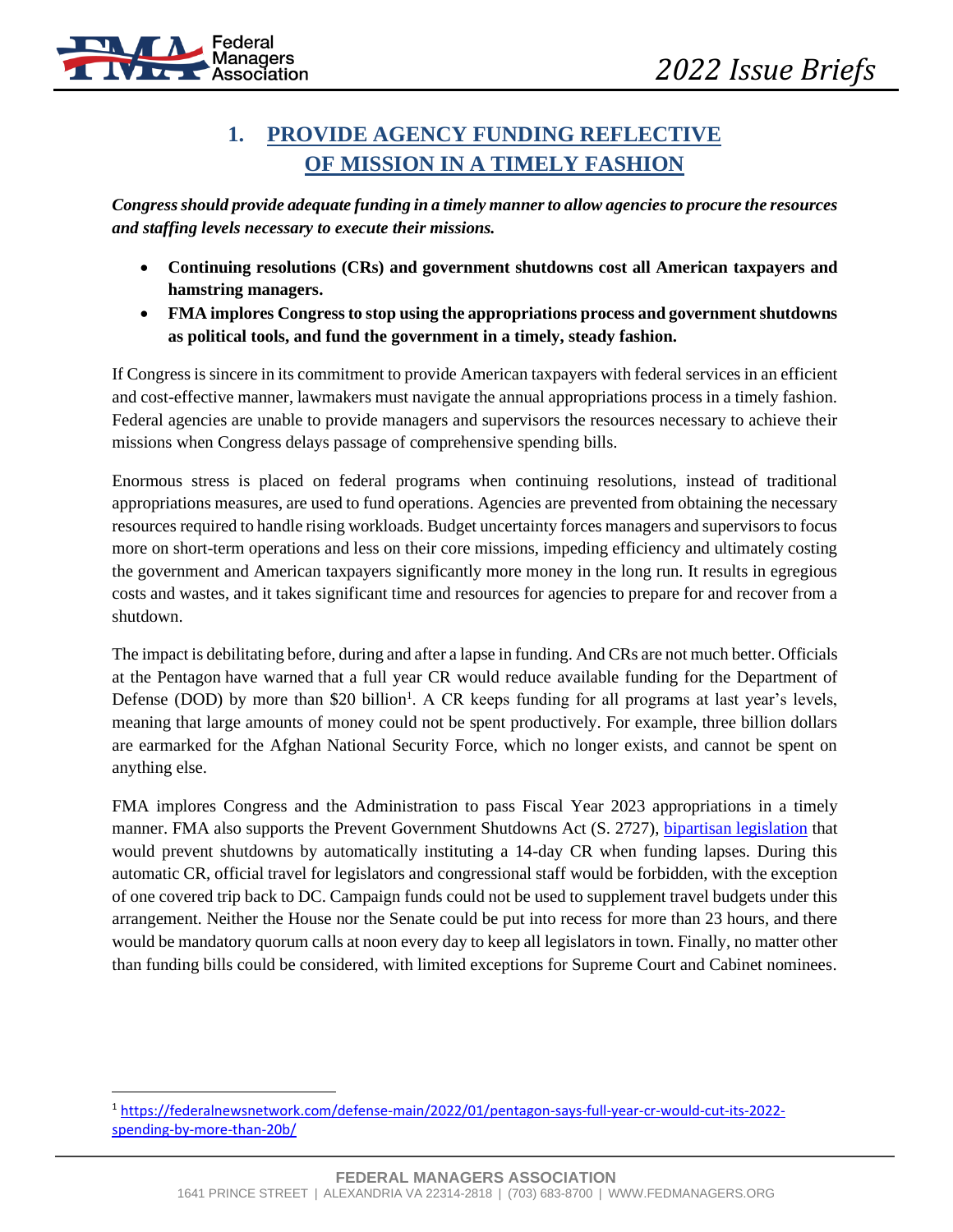## 1. PROVIDE AGENCY FUNDING REFLECTIVE OF MISSION IN A TIMELY FASHION

***Congress should provide adequate funding in a timely manner to allow agencies to procure the resources and staffing levels necessary to execute their missions.***

- **Continuing resolutions (CRs) and government shutdowns cost all American taxpayers and hamstring managers.**
- **FMA implores Congress to stop using the appropriations process and government shutdowns as political tools, and fund the government in a timely, steady fashion.**

If Congress is sincere in its commitment to provide American taxpayers with federal services in an efficient and cost-effective manner, lawmakers must navigate the annual appropriations process in a timely fashion. Federal agencies are unable to provide managers and supervisors the resources necessary to achieve their missions when Congress delays passage of comprehensive spending bills.

Enormous stress is placed on federal programs when continuing resolutions, instead of traditional appropriations measures, are used to fund operations. Agencies are prevented from obtaining the necessary resources required to handle rising workloads. Budget uncertainty forces managers and supervisors to focus more on short-term operations and less on their core missions, impeding efficiency and ultimately costing the government and American taxpayers significantly more money in the long run. It results in egregious costs and wastes, and it takes significant time and resources for agencies to prepare for and recover from a shutdown.

The impact is debilitating before, during and after a lapse in funding. And CRs are not much better. Officials at the Pentagon have warned that a full year CR would reduce available funding for the Department of Defense (DOD) by more than $20 billion[1]. A CR keeps funding for all programs at last year's levels, meaning that large amounts of money could not be spent productively. For example, three billion dollars are earmarked for the Afghan National Security Force, which no longer exists, and cannot be spent on anything else.

FMA implores Congress and the Administration to pass Fiscal Year 2023 appropriations in a timely manner. FMA also supports the Prevent Government Shutdowns Act (S. 2727), bipartisan legislation that would prevent shutdowns by automatically instituting a 14-day CR when funding lapses. During this automatic CR, official travel for legislators and congressional staff would be forbidden, with the exception of one covered trip back to DC. Campaign funds could not be used to supplement travel budgets under this arrangement. Neither the House nor the Senate could be put into recess for more than 23 hours, and there would be mandatory quorum calls at noon every day to keep all legislators in town. Finally, no matter other than funding bills could be considered, with limited exceptions for Supreme Court and Cabinet nominees.

---

[1] https://federalnewsnetwork.com/defense-main/2022/01/pentagon-says-full-year-cr-would-cut-its-2022-spending-by-more-than-20b/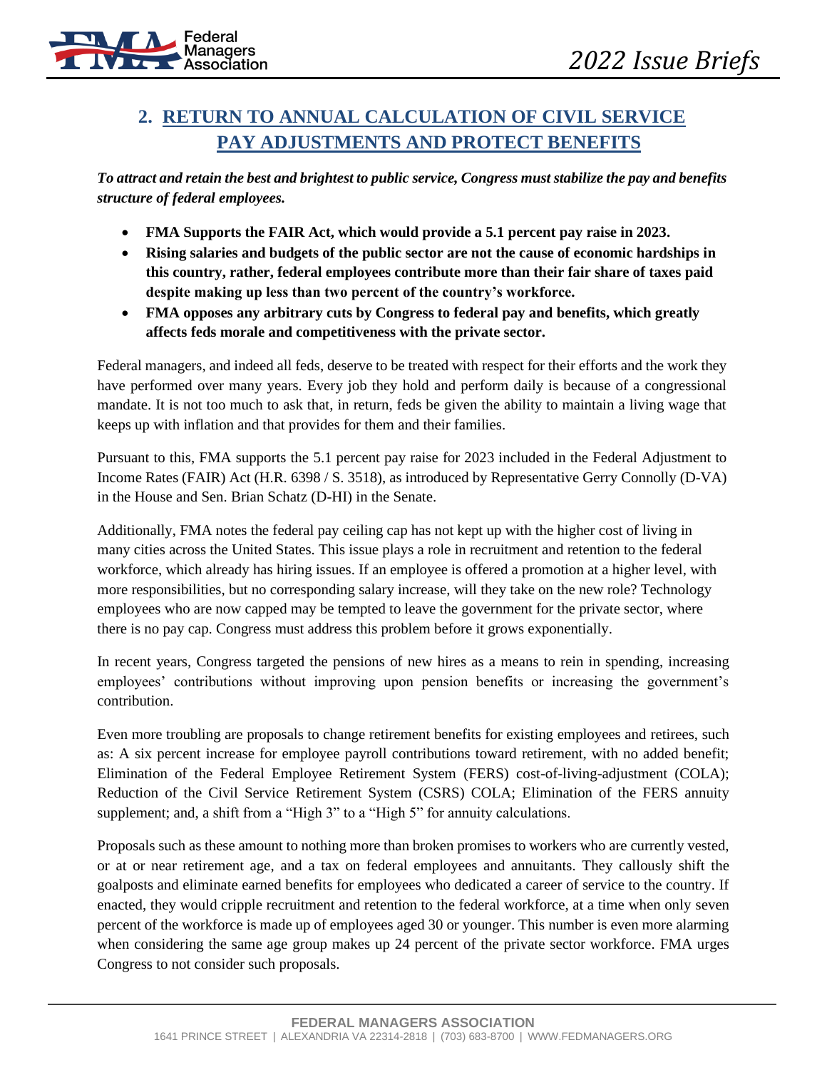## 2. RETURN TO ANNUAL CALCULATION OF CIVIL SERVICE PAY ADJUSTMENTS AND PROTECT BENEFITS

***To attract and retain the best and brightest to public service, Congress must stabilize the pay and benefits structure of federal employees.***

- **FMA Supports the FAIR Act, which would provide a 5.1 percent pay raise in 2023.**
- **Rising salaries and budgets of the public sector are not the cause of economic hardships in this country, rather, federal employees contribute more than their fair share of taxes paid despite making up less than two percent of the country's workforce.**
- **FMA opposes any arbitrary cuts by Congress to federal pay and benefits, which greatly affects feds morale and competitiveness with the private sector.**

Federal managers, and indeed all feds, deserve to be treated with respect for their efforts and the work they have performed over many years. Every job they hold and perform daily is because of a congressional mandate. It is not too much to ask that, in return, feds be given the ability to maintain a living wage that keeps up with inflation and that provides for them and their families.

Pursuant to this, FMA supports the 5.1 percent pay raise for 2023 included in the Federal Adjustment to Income Rates (FAIR) Act (H.R. 6398 / S. 3518), as introduced by Representative Gerry Connolly (D-VA) in the House and Sen. Brian Schatz (D-HI) in the Senate.

Additionally, FMA notes the federal pay ceiling cap has not kept up with the higher cost of living in many cities across the United States. This issue plays a role in recruitment and retention to the federal workforce, which already has hiring issues. If an employee is offered a promotion at a higher level, with more responsibilities, but no corresponding salary increase, will they take on the new role? Technology employees who are now capped may be tempted to leave the government for the private sector, where there is no pay cap. Congress must address this problem before it grows exponentially.

In recent years, Congress targeted the pensions of new hires as a means to rein in spending, increasing employees' contributions without improving upon pension benefits or increasing the government's contribution.

Even more troubling are proposals to change retirement benefits for existing employees and retirees, such as: A six percent increase for employee payroll contributions toward retirement, with no added benefit; Elimination of the Federal Employee Retirement System (FERS) cost-of-living-adjustment (COLA); Reduction of the Civil Service Retirement System (CSRS) COLA; Elimination of the FERS annuity supplement; and, a shift from a "High 3" to a "High 5" for annuity calculations.

Proposals such as these amount to nothing more than broken promises to workers who are currently vested, or at or near retirement age, and a tax on federal employees and annuitants. They callously shift the goalposts and eliminate earned benefits for employees who dedicated a career of service to the country. If enacted, they would cripple recruitment and retention to the federal workforce, at a time when only seven percent of the workforce is made up of employees aged 30 or younger. This number is even more alarming when considering the same age group makes up 24 percent of the private sector workforce. FMA urges Congress to not consider such proposals.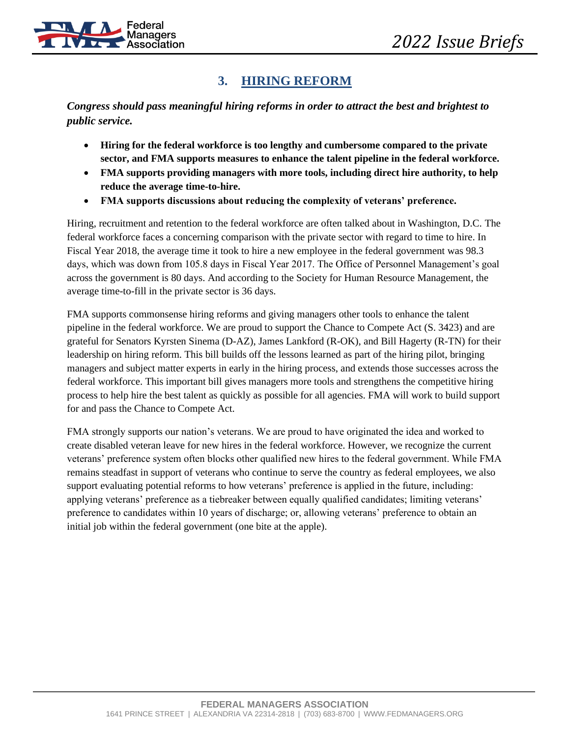## 3. HIRING REFORM

***Congress should pass meaningful hiring reforms in order to attract the best and brightest to public service.***

- **Hiring for the federal workforce is too lengthy and cumbersome compared to the private sector, and FMA supports measures to enhance the talent pipeline in the federal workforce.**
- **FMA supports providing managers with more tools, including direct hire authority, to help reduce the average time-to-hire.**
- **FMA supports discussions about reducing the complexity of veterans' preference.**

Hiring, recruitment and retention to the federal workforce are often talked about in Washington, D.C. The federal workforce faces a concerning comparison with the private sector with regard to time to hire. In Fiscal Year 2018, the average time it took to hire a new employee in the federal government was 98.3 days, which was down from 105.8 days in Fiscal Year 2017. The Office of Personnel Management's goal across the government is 80 days. And according to the Society for Human Resource Management, the average time-to-fill in the private sector is 36 days.

FMA supports commonsense hiring reforms and giving managers other tools to enhance the talent pipeline in the federal workforce. We are proud to support the Chance to Compete Act (S. 3423) and are grateful for Senators Kyrsten Sinema (D-AZ), James Lankford (R-OK), and Bill Hagerty (R-TN) for their leadership on hiring reform. This bill builds off the lessons learned as part of the hiring pilot, bringing managers and subject matter experts in early in the hiring process, and extends those successes across the federal workforce. This important bill gives managers more tools and strengthens the competitive hiring process to help hire the best talent as quickly as possible for all agencies. FMA will work to build support for and pass the Chance to Compete Act.

FMA strongly supports our nation's veterans. We are proud to have originated the idea and worked to create disabled veteran leave for new hires in the federal workforce. However, we recognize the current veterans' preference system often blocks other qualified new hires to the federal government. While FMA remains steadfast in support of veterans who continue to serve the country as federal employees, we also support evaluating potential reforms to how veterans' preference is applied in the future, including: applying veterans' preference as a tiebreaker between equally qualified candidates; limiting veterans' preference to candidates within 10 years of discharge; or, allowing veterans' preference to obtain an initial job within the federal government (one bite at the apple).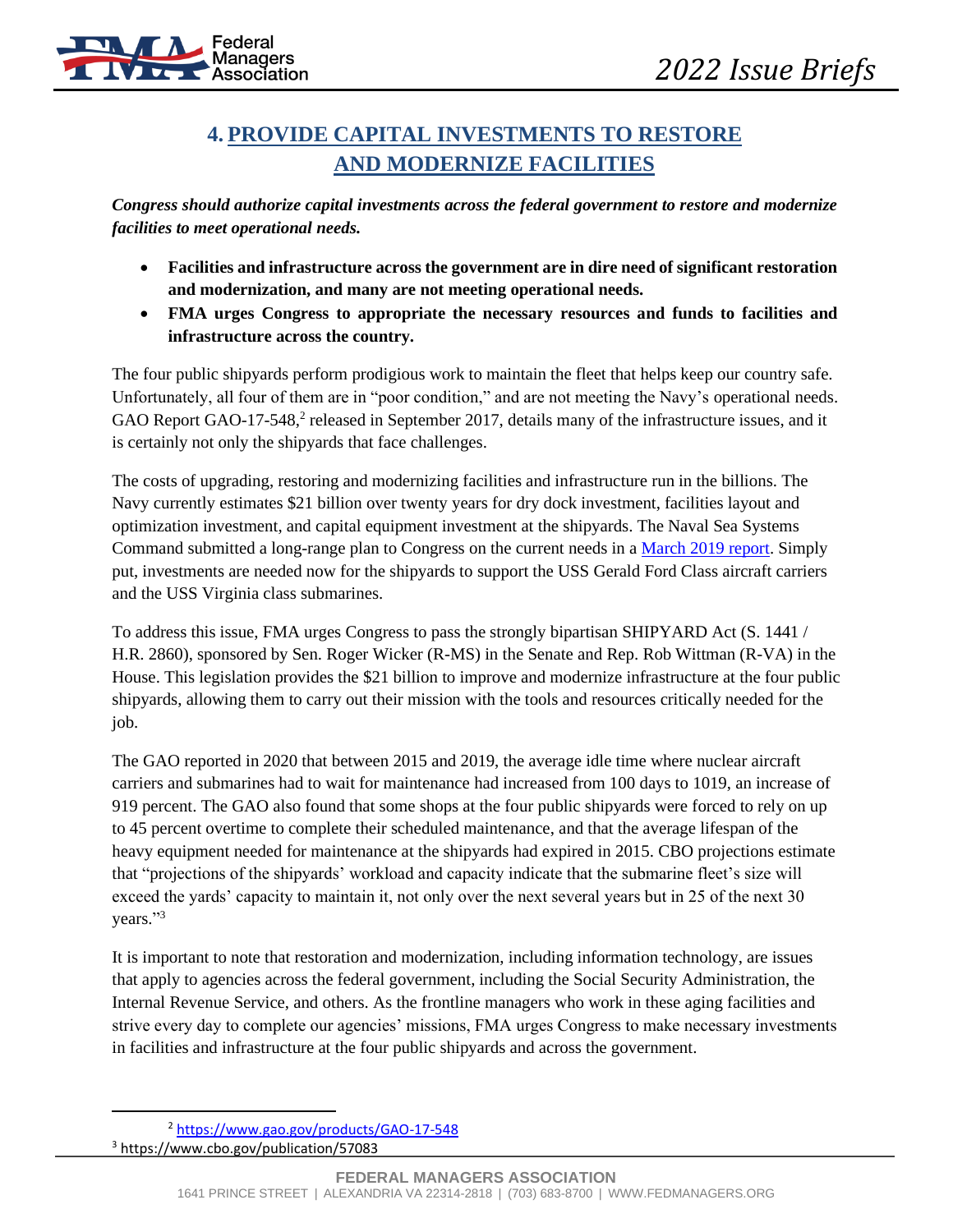## 4. PROVIDE CAPITAL INVESTMENTS TO RESTORE AND MODERNIZE FACILITIES

***Congress should authorize capital investments across the federal government to restore and modernize facilities to meet operational needs.***

- **Facilities and infrastructure across the government are in dire need of significant restoration and modernization, and many are not meeting operational needs.**
- **FMA urges Congress to appropriate the necessary resources and funds to facilities and infrastructure across the country.**

The four public shipyards perform prodigious work to maintain the fleet that helps keep our country safe. Unfortunately, all four of them are in "poor condition," and are not meeting the Navy's operational needs. GAO Report GAO-17-548,[2] released in September 2017, details many of the infrastructure issues, and it is certainly not only the shipyards that face challenges.

The costs of upgrading, restoring and modernizing facilities and infrastructure run in the billions. The Navy currently estimates $21 billion over twenty years for dry dock investment, facilities layout and optimization investment, and capital equipment investment at the shipyards. The Naval Sea Systems Command submitted a long-range plan to Congress on the current needs in a March 2019 report. Simply put, investments are needed now for the shipyards to support the USS Gerald Ford Class aircraft carriers and the USS Virginia class submarines.

To address this issue, FMA urges Congress to pass the strongly bipartisan SHIPYARD Act (S. 1441 / H.R. 2860), sponsored by Sen. Roger Wicker (R-MS) in the Senate and Rep. Rob Wittman (R-VA) in the House. This legislation provides the $21 billion to improve and modernize infrastructure at the four public shipyards, allowing them to carry out their mission with the tools and resources critically needed for the job.

The GAO reported in 2020 that between 2015 and 2019, the average idle time where nuclear aircraft carriers and submarines had to wait for maintenance had increased from 100 days to 1019, an increase of 919 percent. The GAO also found that some shops at the four public shipyards were forced to rely on up to 45 percent overtime to complete their scheduled maintenance, and that the average lifespan of the heavy equipment needed for maintenance at the shipyards had expired in 2015. CBO projections estimate that "projections of the shipyards' workload and capacity indicate that the submarine fleet's size will exceed the yards' capacity to maintain it, not only over the next several years but in 25 of the next 30 years."[3]

It is important to note that restoration and modernization, including information technology, are issues that apply to agencies across the federal government, including the Social Security Administration, the Internal Revenue Service, and others. As the frontline managers who work in these aging facilities and strive every day to complete our agencies' missions, FMA urges Congress to make necessary investments in facilities and infrastructure at the four public shipyards and across the government.

---

[2] https://www.gao.gov/products/GAO-17-548

[3] https://www.cbo.gov/publication/57083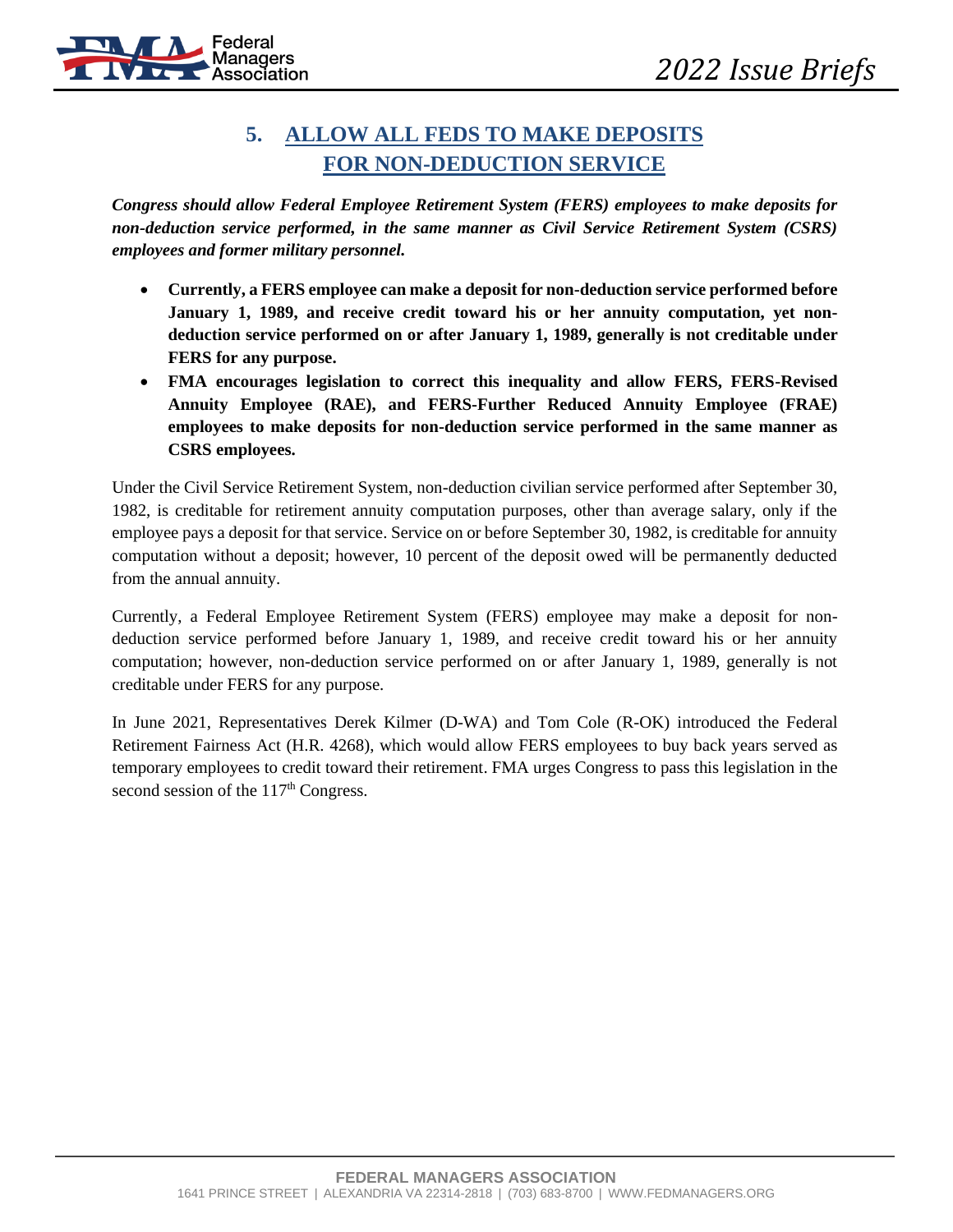## 5. ALLOW ALL FEDS TO MAKE DEPOSITS FOR NON-DEDUCTION SERVICE

***Congress should allow Federal Employee Retirement System (FERS) employees to make deposits for non-deduction service performed, in the same manner as Civil Service Retirement System (CSRS) employees and former military personnel.***

- **Currently, a FERS employee can make a deposit for non-deduction service performed before January 1, 1989, and receive credit toward his or her annuity computation, yet non-deduction service performed on or after January 1, 1989, generally is not creditable under FERS for any purpose.**
- **FMA encourages legislation to correct this inequality and allow FERS, FERS-Revised Annuity Employee (RAE), and FERS-Further Reduced Annuity Employee (FRAE) employees to make deposits for non-deduction service performed in the same manner as CSRS employees.**

Under the Civil Service Retirement System, non-deduction civilian service performed after September 30, 1982, is creditable for retirement annuity computation purposes, other than average salary, only if the employee pays a deposit for that service. Service on or before September 30, 1982, is creditable for annuity computation without a deposit; however, 10 percent of the deposit owed will be permanently deducted from the annual annuity.

Currently, a Federal Employee Retirement System (FERS) employee may make a deposit for non-deduction service performed before January 1, 1989, and receive credit toward his or her annuity computation; however, non-deduction service performed on or after January 1, 1989, generally is not creditable under FERS for any purpose.

In June 2021, Representatives Derek Kilmer (D-WA) and Tom Cole (R-OK) introduced the Federal Retirement Fairness Act (H.R. 4268), which would allow FERS employees to buy back years served as temporary employees to credit toward their retirement. FMA urges Congress to pass this legislation in the second session of the 117th Congress.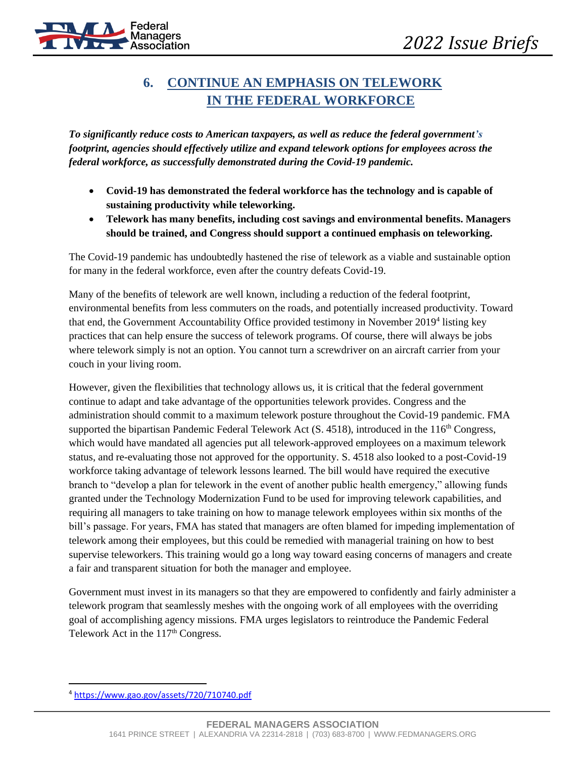## 6. CONTINUE AN EMPHASIS ON TELEWORK IN THE FEDERAL WORKFORCE

***To significantly reduce costs to American taxpayers, as well as reduce the federal government's footprint, agencies should effectively utilize and expand telework options for employees across the federal workforce, as successfully demonstrated during the Covid-19 pandemic.***

- **Covid-19 has demonstrated the federal workforce has the technology and is capable of sustaining productivity while teleworking.**
- **Telework has many benefits, including cost savings and environmental benefits. Managers should be trained, and Congress should support a continued emphasis on teleworking.**

The Covid-19 pandemic has undoubtedly hastened the rise of telework as a viable and sustainable option for many in the federal workforce, even after the country defeats Covid-19.

Many of the benefits of telework are well known, including a reduction of the federal footprint, environmental benefits from less commuters on the roads, and potentially increased productivity. Toward that end, the Government Accountability Office provided testimony in November 2019[4] listing key practices that can help ensure the success of telework programs. Of course, there will always be jobs where telework simply is not an option. You cannot turn a screwdriver on an aircraft carrier from your couch in your living room.

However, given the flexibilities that technology allows us, it is critical that the federal government continue to adapt and take advantage of the opportunities telework provides. Congress and the administration should commit to a maximum telework posture throughout the Covid-19 pandemic. FMA supported the bipartisan Pandemic Federal Telework Act (S. 4518), introduced in the 116th Congress, which would have mandated all agencies put all telework-approved employees on a maximum telework status, and re-evaluating those not approved for the opportunity. S. 4518 also looked to a post-Covid-19 workforce taking advantage of telework lessons learned. The bill would have required the executive branch to "develop a plan for telework in the event of another public health emergency," allowing funds granted under the Technology Modernization Fund to be used for improving telework capabilities, and requiring all managers to take training on how to manage telework employees within six months of the bill's passage. For years, FMA has stated that managers are often blamed for impeding implementation of telework among their employees, but this could be remedied with managerial training on how to best supervise teleworkers. This training would go a long way toward easing concerns of managers and create a fair and transparent situation for both the manager and employee.

Government must invest in its managers so that they are empowered to confidently and fairly administer a telework program that seamlessly meshes with the ongoing work of all employees with the overriding goal of accomplishing agency missions. FMA urges legislators to reintroduce the Pandemic Federal Telework Act in the 117th Congress.

---

[4] https://www.gao.gov/assets/720/710740.pdf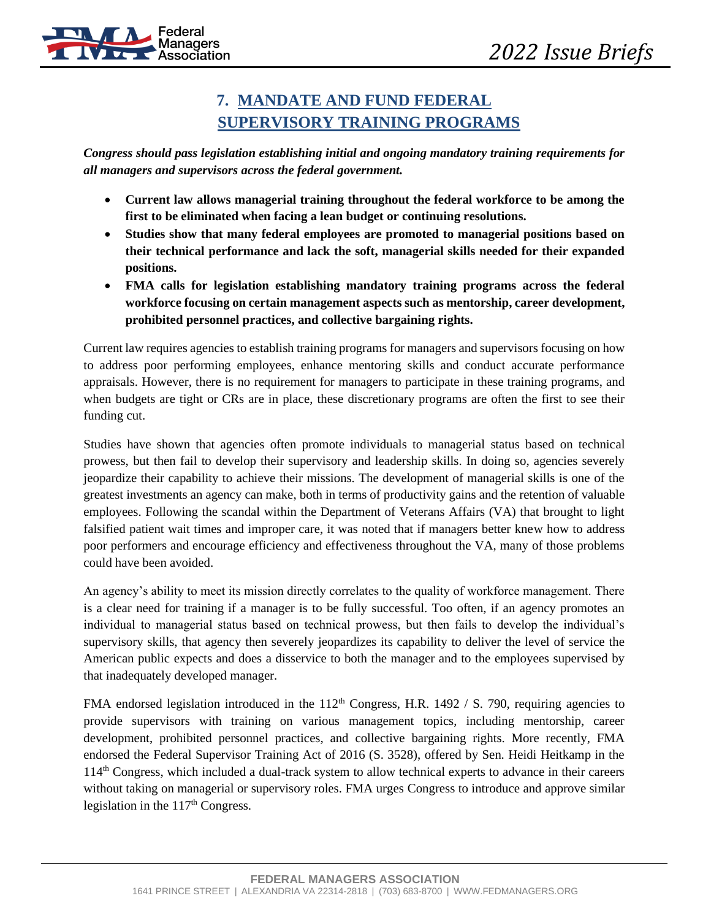## 7. MANDATE AND FUND FEDERAL SUPERVISORY TRAINING PROGRAMS

***Congress should pass legislation establishing initial and ongoing mandatory training requirements for all managers and supervisors across the federal government.***

- **Current law allows managerial training throughout the federal workforce to be among the first to be eliminated when facing a lean budget or continuing resolutions.**
- **Studies show that many federal employees are promoted to managerial positions based on their technical performance and lack the soft, managerial skills needed for their expanded positions.**
- **FMA calls for legislation establishing mandatory training programs across the federal workforce focusing on certain management aspects such as mentorship, career development, prohibited personnel practices, and collective bargaining rights.**

Current law requires agencies to establish training programs for managers and supervisors focusing on how to address poor performing employees, enhance mentoring skills and conduct accurate performance appraisals. However, there is no requirement for managers to participate in these training programs, and when budgets are tight or CRs are in place, these discretionary programs are often the first to see their funding cut.

Studies have shown that agencies often promote individuals to managerial status based on technical prowess, but then fail to develop their supervisory and leadership skills. In doing so, agencies severely jeopardize their capability to achieve their missions. The development of managerial skills is one of the greatest investments an agency can make, both in terms of productivity gains and the retention of valuable employees. Following the scandal within the Department of Veterans Affairs (VA) that brought to light falsified patient wait times and improper care, it was noted that if managers better knew how to address poor performers and encourage efficiency and effectiveness throughout the VA, many of those problems could have been avoided.

An agency's ability to meet its mission directly correlates to the quality of workforce management. There is a clear need for training if a manager is to be fully successful. Too often, if an agency promotes an individual to managerial status based on technical prowess, but then fails to develop the individual's supervisory skills, that agency then severely jeopardizes its capability to deliver the level of service the American public expects and does a disservice to both the manager and to the employees supervised by that inadequately developed manager.

FMA endorsed legislation introduced in the 112th Congress, H.R. 1492 / S. 790, requiring agencies to provide supervisors with training on various management topics, including mentorship, career development, prohibited personnel practices, and collective bargaining rights. More recently, FMA endorsed the Federal Supervisor Training Act of 2016 (S. 3528), offered by Sen. Heidi Heitkamp in the 114th Congress, which included a dual-track system to allow technical experts to advance in their careers without taking on managerial or supervisory roles. FMA urges Congress to introduce and approve similar legislation in the 117th Congress.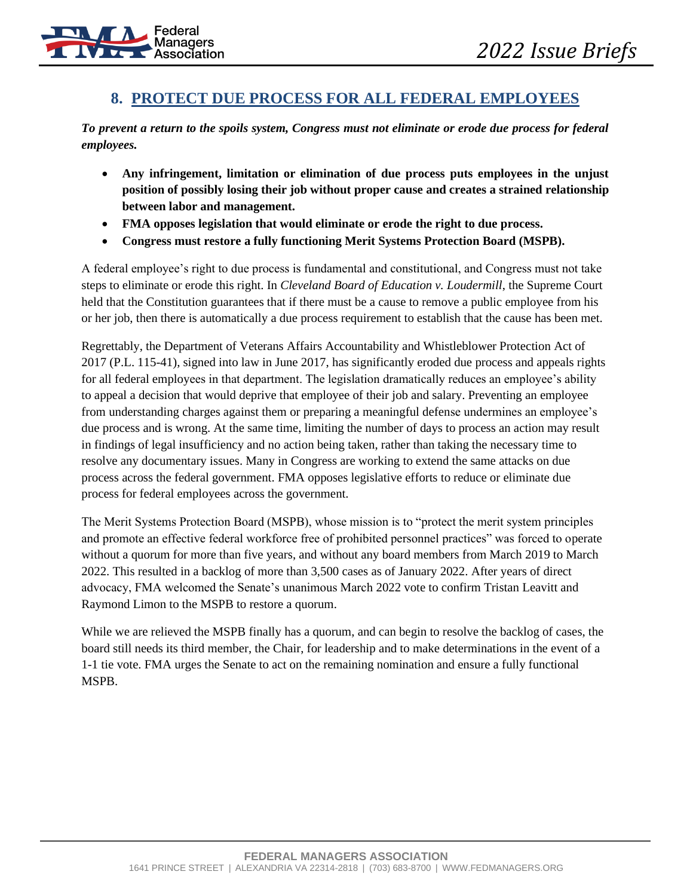## 8. PROTECT DUE PROCESS FOR ALL FEDERAL EMPLOYEES

***To prevent a return to the spoils system, Congress must not eliminate or erode due process for federal employees.***

- **Any infringement, limitation or elimination of due process puts employees in the unjust position of possibly losing their job without proper cause and creates a strained relationship between labor and management.**
- **FMA opposes legislation that would eliminate or erode the right to due process.**
- **Congress must restore a fully functioning Merit Systems Protection Board (MSPB).**

A federal employee's right to due process is fundamental and constitutional, and Congress must not take steps to eliminate or erode this right. In *Cleveland Board of Education v. Loudermill*, the Supreme Court held that the Constitution guarantees that if there must be a cause to remove a public employee from his or her job, then there is automatically a due process requirement to establish that the cause has been met.

Regrettably, the Department of Veterans Affairs Accountability and Whistleblower Protection Act of 2017 (P.L. 115-41), signed into law in June 2017, has significantly eroded due process and appeals rights for all federal employees in that department. The legislation dramatically reduces an employee's ability to appeal a decision that would deprive that employee of their job and salary. Preventing an employee from understanding charges against them or preparing a meaningful defense undermines an employee's due process and is wrong. At the same time, limiting the number of days to process an action may result in findings of legal insufficiency and no action being taken, rather than taking the necessary time to resolve any documentary issues. Many in Congress are working to extend the same attacks on due process across the federal government. FMA opposes legislative efforts to reduce or eliminate due process for federal employees across the government.

The Merit Systems Protection Board (MSPB), whose mission is to "protect the merit system principles and promote an effective federal workforce free of prohibited personnel practices" was forced to operate without a quorum for more than five years, and without any board members from March 2019 to March 2022. This resulted in a backlog of more than 3,500 cases as of January 2022. After years of direct advocacy, FMA welcomed the Senate's unanimous March 2022 vote to confirm Tristan Leavitt and Raymond Limon to the MSPB to restore a quorum.

While we are relieved the MSPB finally has a quorum, and can begin to resolve the backlog of cases, the board still needs its third member, the Chair, for leadership and to make determinations in the event of a 1-1 tie vote. FMA urges the Senate to act on the remaining nomination and ensure a fully functional MSPB.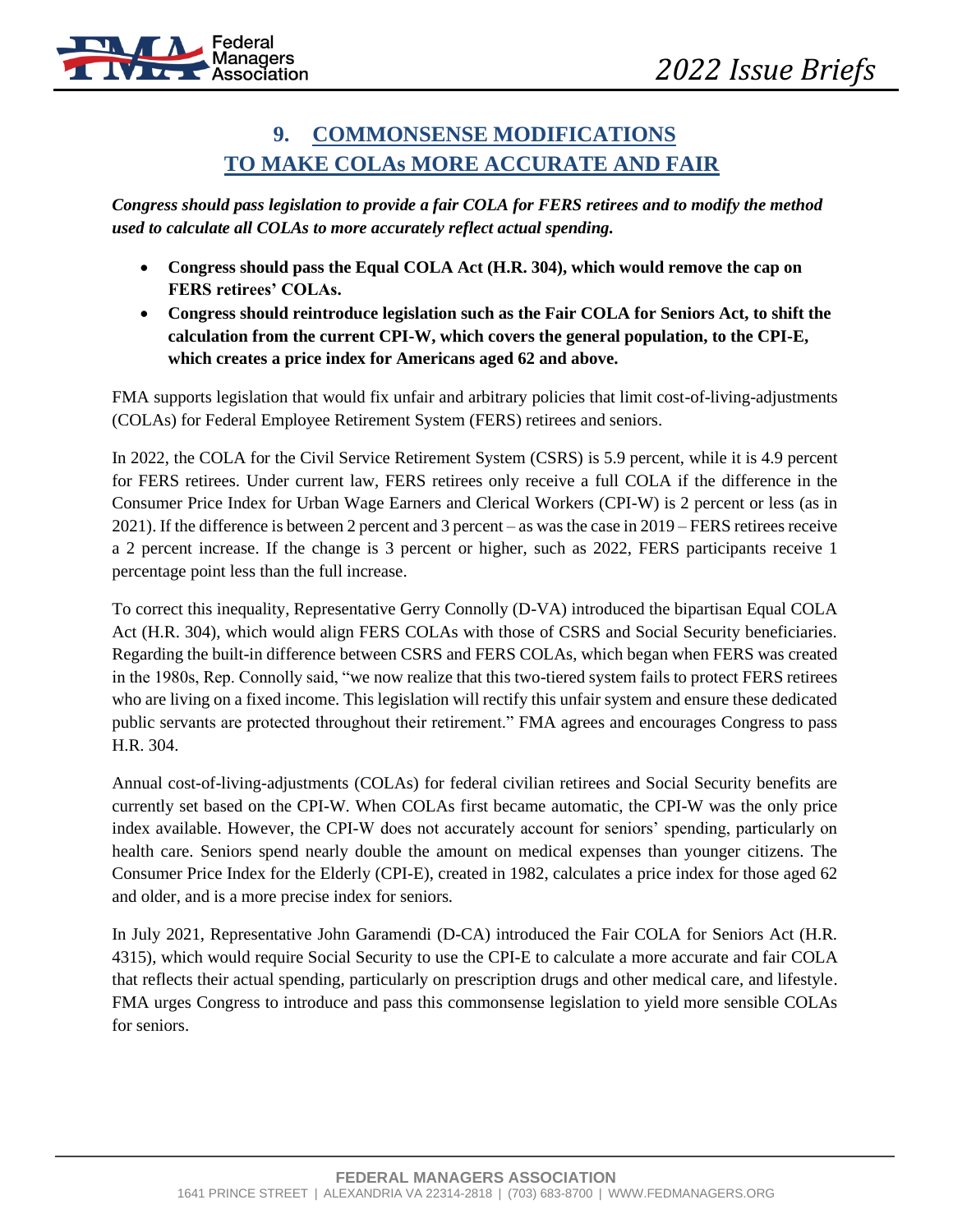## 9. COMMONSENSE MODIFICATIONS TO MAKE COLAs MORE ACCURATE AND FAIR

***Congress should pass legislation to provide a fair COLA for FERS retirees and to modify the method used to calculate all COLAs to more accurately reflect actual spending.***

- **Congress should pass the Equal COLA Act (H.R. 304), which would remove the cap on FERS retirees' COLAs.**
- **Congress should reintroduce legislation such as the Fair COLA for Seniors Act, to shift the calculation from the current CPI-W, which covers the general population, to the CPI-E, which creates a price index for Americans aged 62 and above.**

FMA supports legislation that would fix unfair and arbitrary policies that limit cost-of-living-adjustments (COLAs) for Federal Employee Retirement System (FERS) retirees and seniors.

In 2022, the COLA for the Civil Service Retirement System (CSRS) is 5.9 percent, while it is 4.9 percent for FERS retirees. Under current law, FERS retirees only receive a full COLA if the difference in the Consumer Price Index for Urban Wage Earners and Clerical Workers (CPI-W) is 2 percent or less (as in 2021). If the difference is between 2 percent and 3 percent – as was the case in 2019 – FERS retirees receive a 2 percent increase. If the change is 3 percent or higher, such as 2022, FERS participants receive 1 percentage point less than the full increase.

To correct this inequality, Representative Gerry Connolly (D-VA) introduced the bipartisan Equal COLA Act (H.R. 304), which would align FERS COLAs with those of CSRS and Social Security beneficiaries. Regarding the built-in difference between CSRS and FERS COLAs, which began when FERS was created in the 1980s, Rep. Connolly said, "we now realize that this two-tiered system fails to protect FERS retirees who are living on a fixed income. This legislation will rectify this unfair system and ensure these dedicated public servants are protected throughout their retirement." FMA agrees and encourages Congress to pass H.R. 304.

Annual cost-of-living-adjustments (COLAs) for federal civilian retirees and Social Security benefits are currently set based on the CPI-W. When COLAs first became automatic, the CPI-W was the only price index available. However, the CPI-W does not accurately account for seniors' spending, particularly on health care. Seniors spend nearly double the amount on medical expenses than younger citizens. The Consumer Price Index for the Elderly (CPI-E), created in 1982, calculates a price index for those aged 62 and older, and is a more precise index for seniors.

In July 2021, Representative John Garamendi (D-CA) introduced the Fair COLA for Seniors Act (H.R. 4315), which would require Social Security to use the CPI-E to calculate a more accurate and fair COLA that reflects their actual spending, particularly on prescription drugs and other medical care, and lifestyle. FMA urges Congress to introduce and pass this commonsense legislation to yield more sensible COLAs for seniors.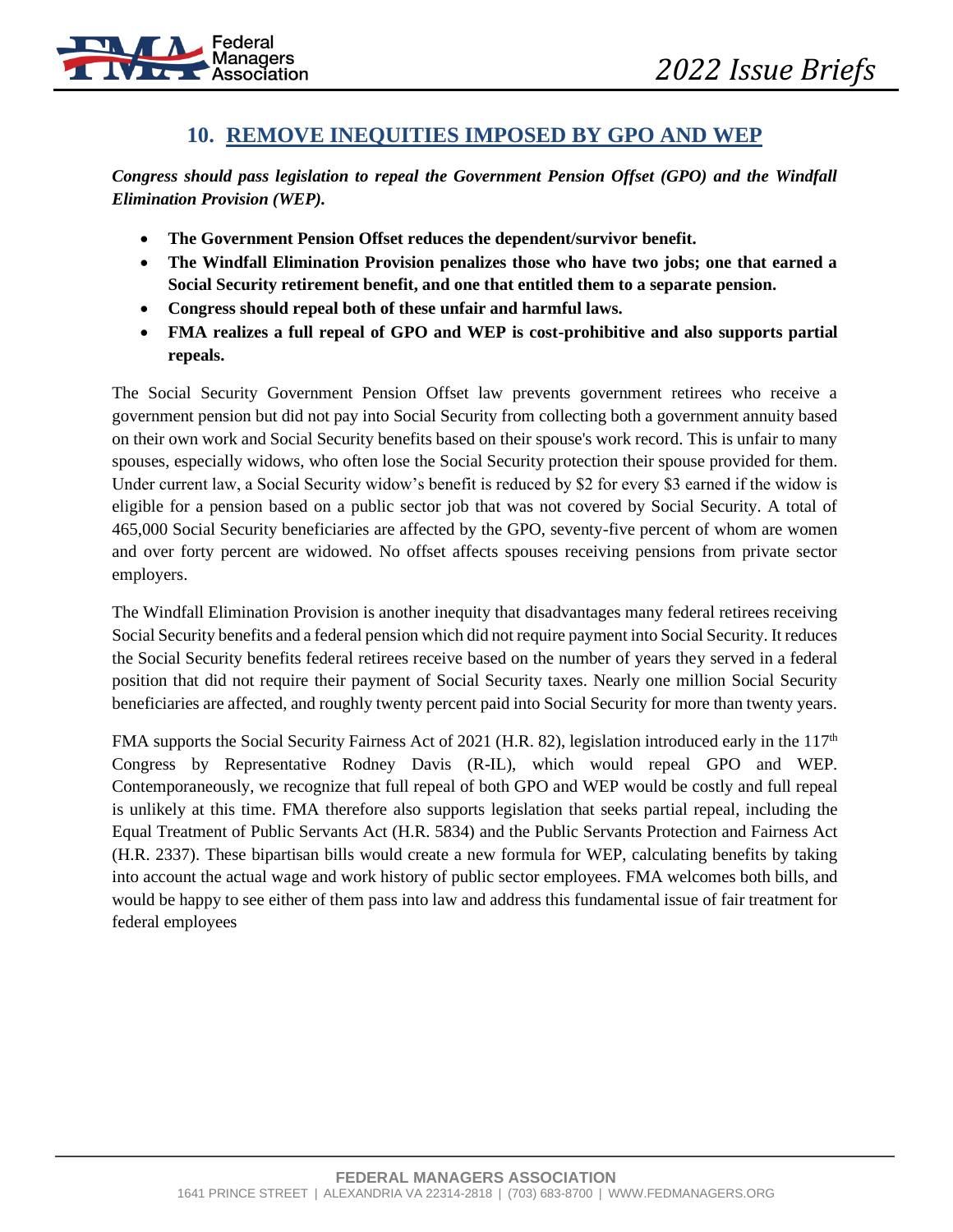## 10. REMOVE INEQUITIES IMPOSED BY GPO AND WEP

***Congress should pass legislation to repeal the Government Pension Offset (GPO) and the Windfall Elimination Provision (WEP).***

- **The Government Pension Offset reduces the dependent/survivor benefit.**
- **The Windfall Elimination Provision penalizes those who have two jobs; one that earned a Social Security retirement benefit, and one that entitled them to a separate pension.**
- **Congress should repeal both of these unfair and harmful laws.**
- **FMA realizes a full repeal of GPO and WEP is cost-prohibitive and also supports partial repeals.**

The Social Security Government Pension Offset law prevents government retirees who receive a government pension but did not pay into Social Security from collecting both a government annuity based on their own work and Social Security benefits based on their spouse's work record. This is unfair to many spouses, especially widows, who often lose the Social Security protection their spouse provided for them. Under current law, a Social Security widow's benefit is reduced by $2 for every $3 earned if the widow is eligible for a pension based on a public sector job that was not covered by Social Security. A total of 465,000 Social Security beneficiaries are affected by the GPO, seventy-five percent of whom are women and over forty percent are widowed. No offset affects spouses receiving pensions from private sector employers.

The Windfall Elimination Provision is another inequity that disadvantages many federal retirees receiving Social Security benefits and a federal pension which did not require payment into Social Security. It reduces the Social Security benefits federal retirees receive based on the number of years they served in a federal position that did not require their payment of Social Security taxes. Nearly one million Social Security beneficiaries are affected, and roughly twenty percent paid into Social Security for more than twenty years.

FMA supports the Social Security Fairness Act of 2021 (H.R. 82), legislation introduced early in the 117th Congress by Representative Rodney Davis (R-IL), which would repeal GPO and WEP. Contemporaneously, we recognize that full repeal of both GPO and WEP would be costly and full repeal is unlikely at this time. FMA therefore also supports legislation that seeks partial repeal, including the Equal Treatment of Public Servants Act (H.R. 5834) and the Public Servants Protection and Fairness Act (H.R. 2337). These bipartisan bills would create a new formula for WEP, calculating benefits by taking into account the actual wage and work history of public sector employees. FMA welcomes both bills, and would be happy to see either of them pass into law and address this fundamental issue of fair treatment for federal employees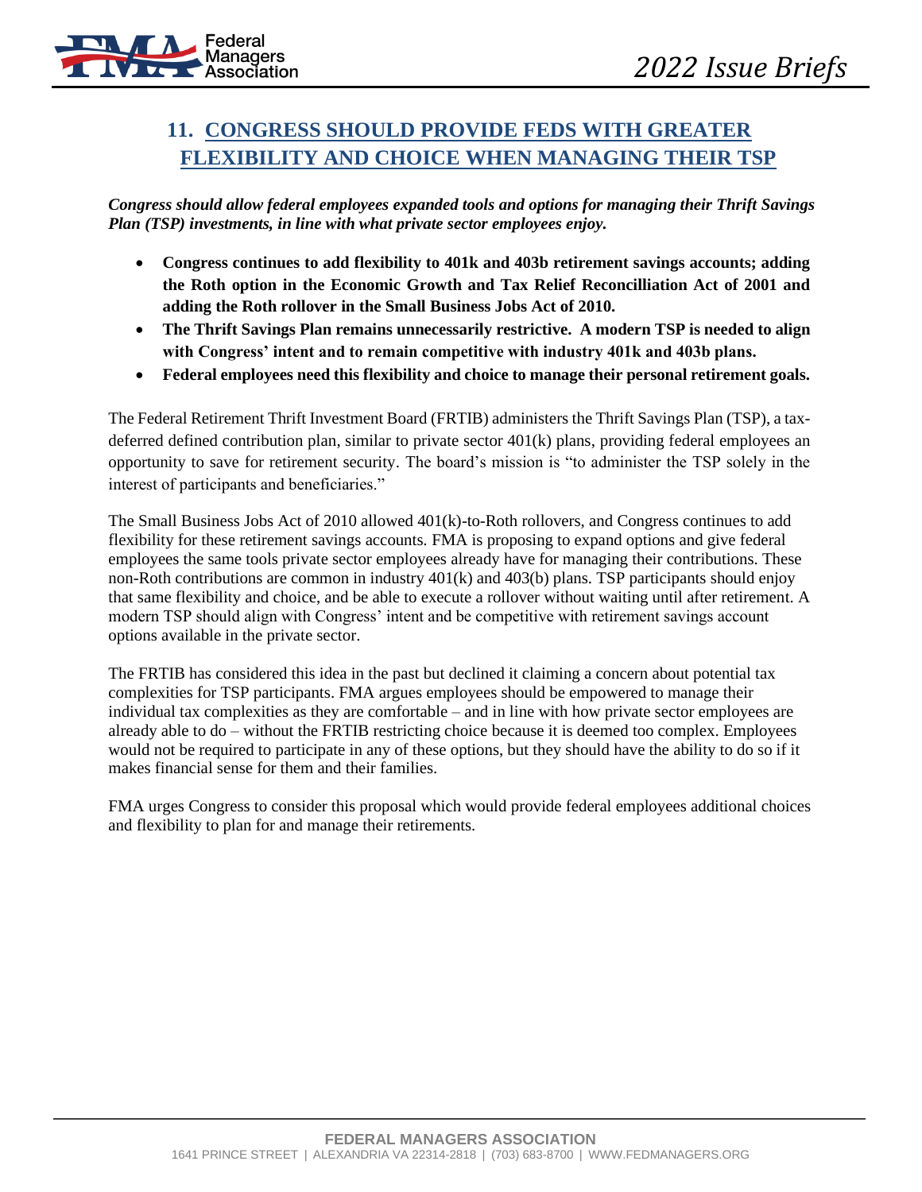## 11. CONGRESS SHOULD PROVIDE FEDS WITH GREATER FLEXIBILITY AND CHOICE WHEN MANAGING THEIR TSP

***Congress should allow federal employees expanded tools and options for managing their Thrift Savings Plan (TSP) investments, in line with what private sector employees enjoy.***

- **Congress continues to add flexibility to 401k and 403b retirement savings accounts; adding the Roth option in the Economic Growth and Tax Relief Reconcilliation Act of 2001 and adding the Roth rollover in the Small Business Jobs Act of 2010.**
- **The Thrift Savings Plan remains unnecessarily restrictive. A modern TSP is needed to align with Congress' intent and to remain competitive with industry 401k and 403b plans.**
- **Federal employees need this flexibility and choice to manage their personal retirement goals.**

The Federal Retirement Thrift Investment Board (FRTIB) administers the Thrift Savings Plan (TSP), a tax-deferred defined contribution plan, similar to private sector 401(k) plans, providing federal employees an opportunity to save for retirement security. The board's mission is "to administer the TSP solely in the interest of participants and beneficiaries."

The Small Business Jobs Act of 2010 allowed 401(k)-to-Roth rollovers, and Congress continues to add flexibility for these retirement savings accounts. FMA is proposing to expand options and give federal employees the same tools private sector employees already have for managing their contributions. These non-Roth contributions are common in industry 401(k) and 403(b) plans. TSP participants should enjoy that same flexibility and choice, and be able to execute a rollover without waiting until after retirement. A modern TSP should align with Congress' intent and be competitive with retirement savings account options available in the private sector.

The FRTIB has considered this idea in the past but declined it claiming a concern about potential tax complexities for TSP participants. FMA argues employees should be empowered to manage their individual tax complexities as they are comfortable – and in line with how private sector employees are already able to do – without the FRTIB restricting choice because it is deemed too complex. Employees would not be required to participate in any of these options, but they should have the ability to do so if it makes financial sense for them and their families.

FMA urges Congress to consider this proposal which would provide federal employees additional choices and flexibility to plan for and manage their retirements.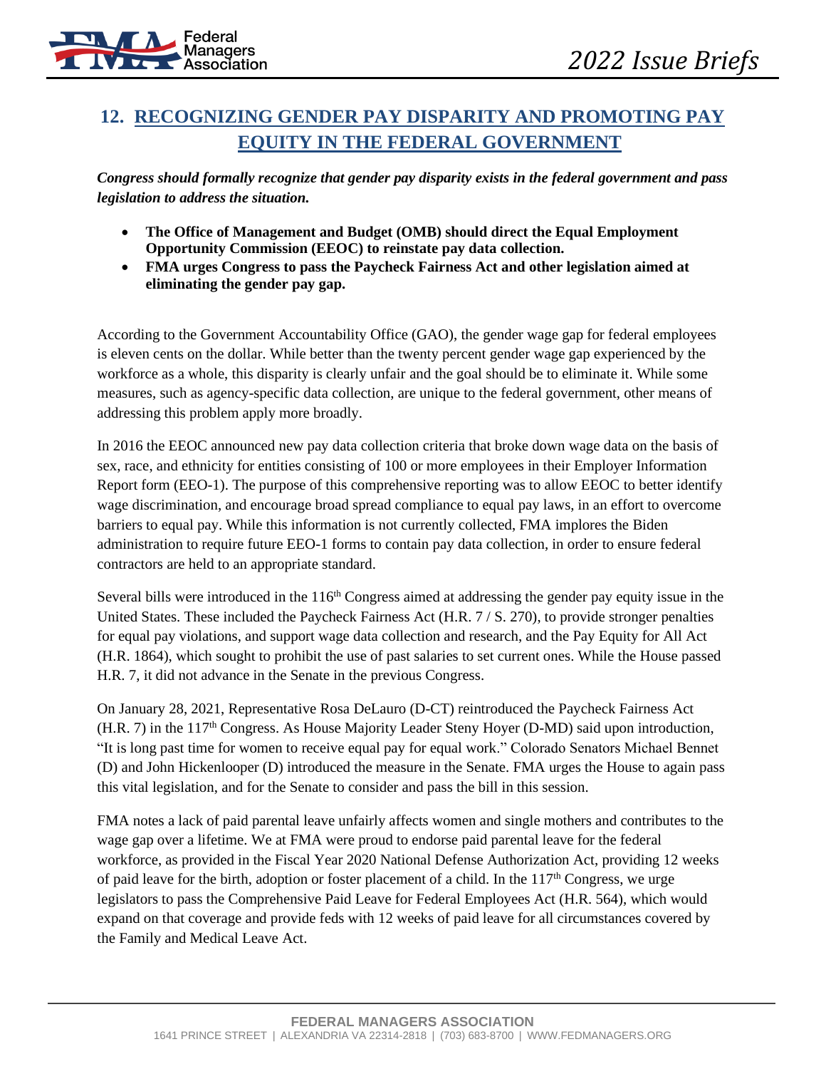## 12. RECOGNIZING GENDER PAY DISPARITY AND PROMOTING PAY EQUITY IN THE FEDERAL GOVERNMENT

***Congress should formally recognize that gender pay disparity exists in the federal government and pass legislation to address the situation.***

- **The Office of Management and Budget (OMB) should direct the Equal Employment Opportunity Commission (EEOC) to reinstate pay data collection.**
- **FMA urges Congress to pass the Paycheck Fairness Act and other legislation aimed at eliminating the gender pay gap.**

According to the Government Accountability Office (GAO), the gender wage gap for federal employees is eleven cents on the dollar. While better than the twenty percent gender wage gap experienced by the workforce as a whole, this disparity is clearly unfair and the goal should be to eliminate it. While some measures, such as agency-specific data collection, are unique to the federal government, other means of addressing this problem apply more broadly.

In 2016 the EEOC announced new pay data collection criteria that broke down wage data on the basis of sex, race, and ethnicity for entities consisting of 100 or more employees in their Employer Information Report form (EEO-1). The purpose of this comprehensive reporting was to allow EEOC to better identify wage discrimination, and encourage broad spread compliance to equal pay laws, in an effort to overcome barriers to equal pay. While this information is not currently collected, FMA implores the Biden administration to require future EEO-1 forms to contain pay data collection, in order to ensure federal contractors are held to an appropriate standard.

Several bills were introduced in the 116th Congress aimed at addressing the gender pay equity issue in the United States. These included the Paycheck Fairness Act (H.R. 7 / S. 270), to provide stronger penalties for equal pay violations, and support wage data collection and research, and the Pay Equity for All Act (H.R. 1864), which sought to prohibit the use of past salaries to set current ones. While the House passed H.R. 7, it did not advance in the Senate in the previous Congress.

On January 28, 2021, Representative Rosa DeLauro (D-CT) reintroduced the Paycheck Fairness Act (H.R. 7) in the 117th Congress. As House Majority Leader Steny Hoyer (D-MD) said upon introduction, "It is long past time for women to receive equal pay for equal work." Colorado Senators Michael Bennet (D) and John Hickenlooper (D) introduced the measure in the Senate. FMA urges the House to again pass this vital legislation, and for the Senate to consider and pass the bill in this session.

FMA notes a lack of paid parental leave unfairly affects women and single mothers and contributes to the wage gap over a lifetime. We at FMA were proud to endorse paid parental leave for the federal workforce, as provided in the Fiscal Year 2020 National Defense Authorization Act, providing 12 weeks of paid leave for the birth, adoption or foster placement of a child. In the 117th Congress, we urge legislators to pass the Comprehensive Paid Leave for Federal Employees Act (H.R. 564), which would expand on that coverage and provide feds with 12 weeks of paid leave for all circumstances covered by the Family and Medical Leave Act.